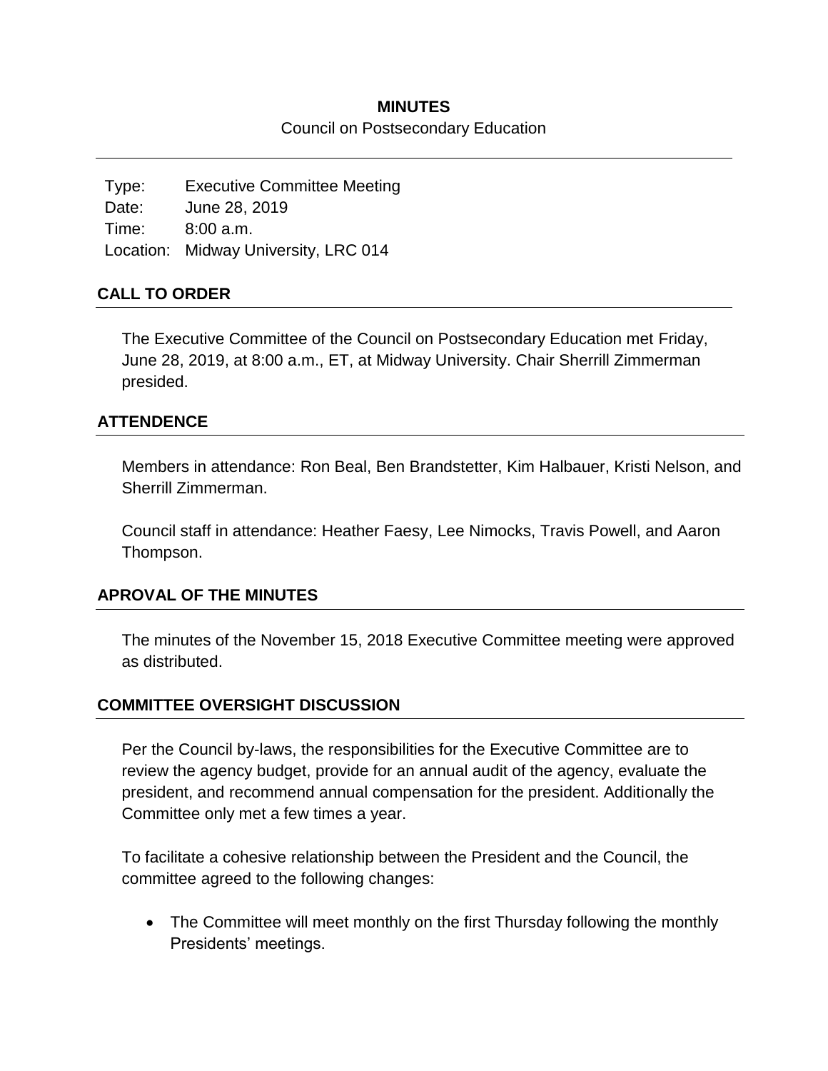# MINUTES

Council on Postsecondary Education

| | |
|---|---|
| Type: | Executive Committee Meeting |
| Date: | June 28, 2019 |
| Time: | 8:00 a.m. |
| Location: | Midway University, LRC 014 |

## CALL TO ORDER

The Executive Committee of the Council on Postsecondary Education met Friday, June 28, 2019, at 8:00 a.m., ET, at Midway University. Chair Sherrill Zimmerman presided.

## ATTENDENCE

Members in attendance: Ron Beal, Ben Brandstetter, Kim Halbauer, Kristi Nelson, and Sherrill Zimmerman.

Council staff in attendance: Heather Faesy, Lee Nimocks, Travis Powell, and Aaron Thompson.

## APROVAL OF THE MINUTES

The minutes of the November 15, 2018 Executive Committee meeting were approved as distributed.

## COMMITTEE OVERSIGHT DISCUSSION

Per the Council by-laws, the responsibilities for the Executive Committee are to review the agency budget, provide for an annual audit of the agency, evaluate the president, and recommend annual compensation for the president. Additionally the Committee only met a few times a year.

To facilitate a cohesive relationship between the President and the Council, the committee agreed to the following changes:

- The Committee will meet monthly on the first Thursday following the monthly Presidents' meetings.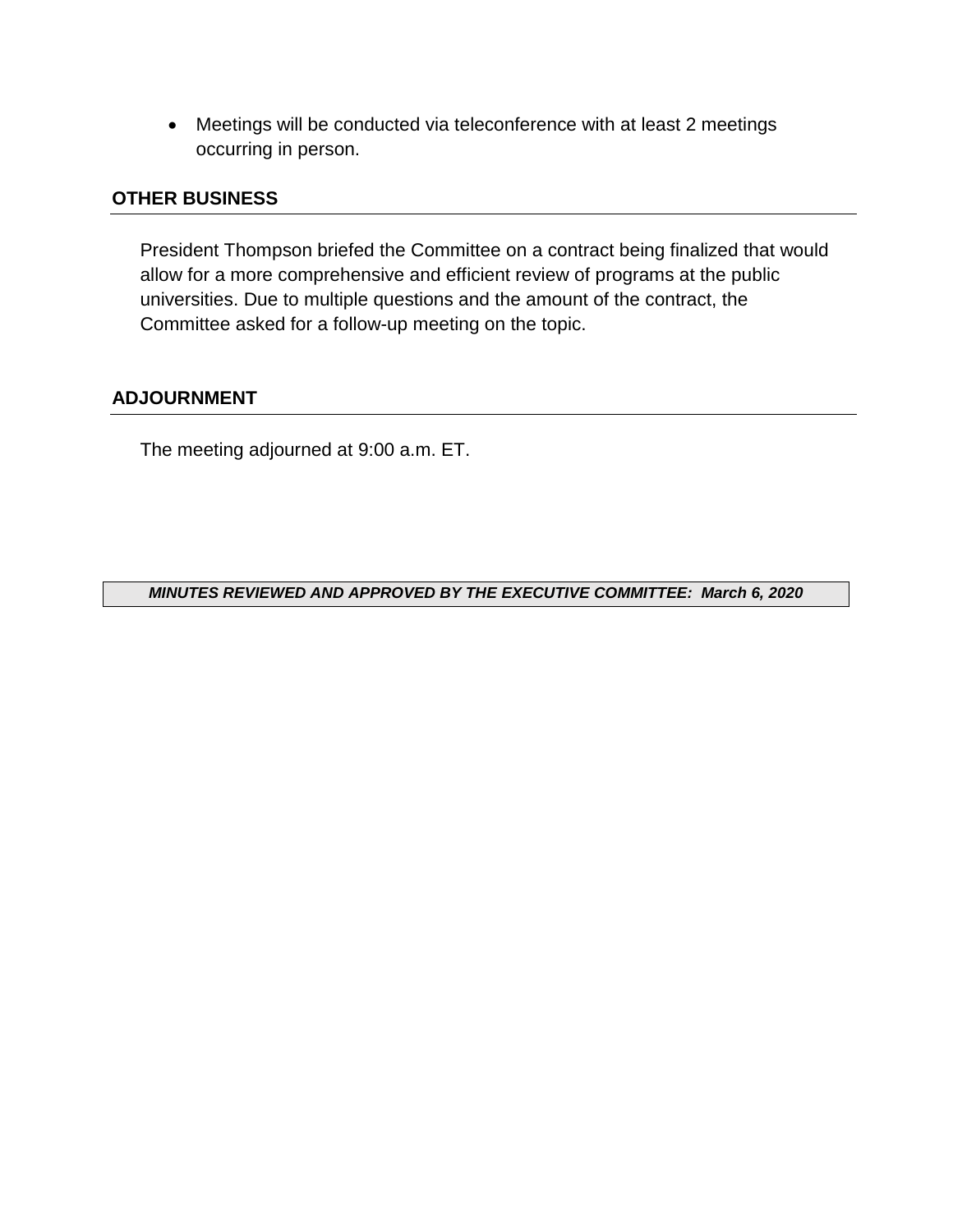- Meetings will be conducted via teleconference with at least 2 meetings occurring in person.

## OTHER BUSINESS

President Thompson briefed the Committee on a contract being finalized that would allow for a more comprehensive and efficient review of programs at the public universities. Due to multiple questions and the amount of the contract, the Committee asked for a follow-up meeting on the topic.

## ADJOURNMENT

The meeting adjourned at 9:00 a.m. ET.

***MINUTES REVIEWED AND APPROVED BY THE EXECUTIVE COMMITTEE: March 6, 2020***